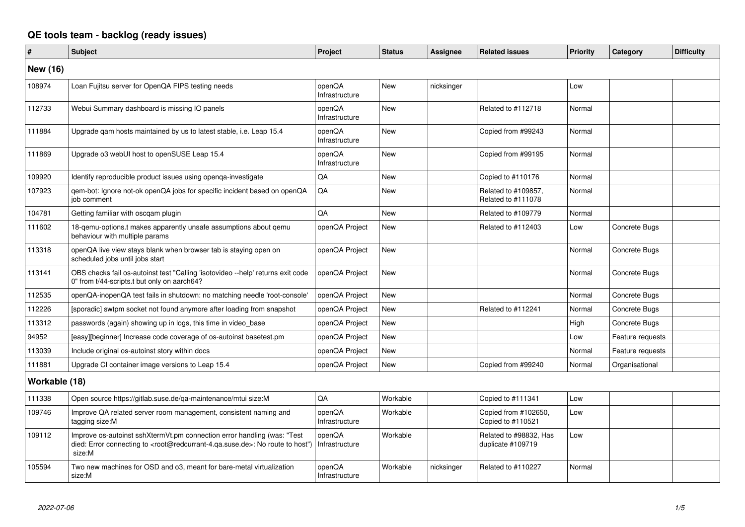# QE tools team - backlog (ready issues)

| # | Subject | Project | Status | Assignee | Related issues | Priority | Category | Difficulty |
|---|---|---|---|---|---|---|---|---|
| **New (16)** | | | | | | | | |
| 108974 | Loan Fujitsu server for OpenQA FIPS testing needs | openQA Infrastructure | New | nicksinger | | Low | | |
| 112733 | Webui Summary dashboard is missing IO panels | openQA Infrastructure | New | | Related to #112718 | Normal | | |
| 111884 | Upgrade qam hosts maintained by us to latest stable, i.e. Leap 15.4 | openQA Infrastructure | New | | Copied from #99243 | Normal | | |
| 111869 | Upgrade o3 webUI host to openSUSE Leap 15.4 | openQA Infrastructure | New | | Copied from #99195 | Normal | | |
| 109920 | Identify reproducible product issues using openqa-investigate | QA | New | | Copied to #110176 | Normal | | |
| 107923 | qem-bot: Ignore not-ok openQA jobs for specific incident based on openQA job comment | QA | New | | Related to #109857, Related to #111078 | Normal | | |
| 104781 | Getting familiar with oscqam plugin | QA | New | | Related to #109779 | Normal | | |
| 111602 | 18-qemu-options.t makes apparently unsafe assumptions about qemu behaviour with multiple params | openQA Project | New | | Related to #112403 | Low | Concrete Bugs | |
| 113318 | openQA live view stays blank when browser tab is staying open on scheduled jobs until jobs start | openQA Project | New | | | Normal | Concrete Bugs | |
| 113141 | OBS checks fail os-autoinst test "Calling 'isotovideo --help' returns exit code 0" from t/44-scripts.t but only on aarch64? | openQA Project | New | | | Normal | Concrete Bugs | |
| 112535 | openQA-inopenQA test fails in shutdown: no matching needle 'root-console' | openQA Project | New | | | Normal | Concrete Bugs | |
| 112226 | [sporadic] swtpm socket not found anymore after loading from snapshot | openQA Project | New | | Related to #112241 | Normal | Concrete Bugs | |
| 113312 | passwords (again) showing up in logs, this time in video_base | openQA Project | New | | | High | Concrete Bugs | |
| 94952 | [easy][beginner] Increase code coverage of os-autoinst basetest.pm | openQA Project | New | | | Low | Feature requests | |
| 113039 | Include original os-autoinst story within docs | openQA Project | New | | | Normal | Feature requests | |
| 111881 | Upgrade CI container image versions to Leap 15.4 | openQA Project | New | | Copied from #99240 | Normal | Organisational | |
| **Workable (18)** | | | | | | | | |
| 111338 | Open source https://gitlab.suse.de/qa-maintenance/mtui size:M | QA | Workable | | Copied to #111341 | Low | | |
| 109746 | Improve QA related server room management, consistent naming and tagging size:M | openQA Infrastructure | Workable | | Copied from #102650, Copied to #110521 | Low | | |
| 109112 | Improve os-autoinst sshXtermVt.pm connection error handling (was: "Test died: Error connecting to <root@redcurrant-4.qa.suse.de>: No route to host") size:M | openQA Infrastructure | Workable | | Related to #98832, Has duplicate #109719 | Low | | |
| 105594 | Two new machines for OSD and o3, meant for bare-metal virtualization size:M | openQA Infrastructure | Workable | nicksinger | Related to #110227 | Normal | | |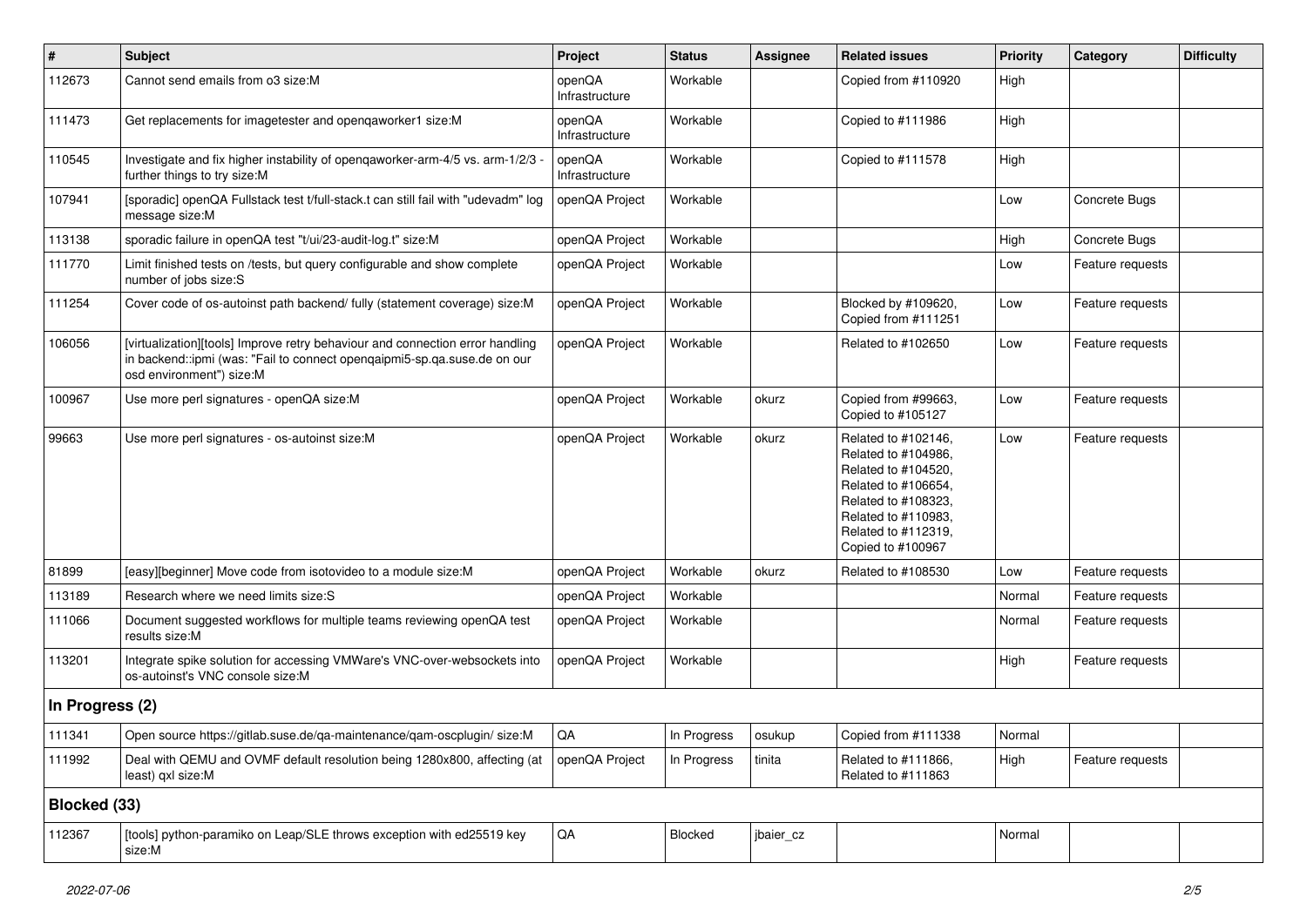| # | Subject | Project | Status | Assignee | Related issues | Priority | Category | Difficulty |
|---|---|---|---|---|---|---|---|---|
| 112673 | Cannot send emails from o3 size:M | openQA Infrastructure | Workable | | Copied from #110920 | High | | |
| 111473 | Get replacements for imagetester and openqaworker1 size:M | openQA Infrastructure | Workable | | Copied to #111986 | High | | |
| 110545 | Investigate and fix higher instability of openqaworker-arm-4/5 vs. arm-1/2/3 - further things to try size:M | openQA Infrastructure | Workable | | Copied to #111578 | High | | |
| 107941 | [sporadic] openQA Fullstack test t/full-stack.t can still fail with "udevadm" log message size:M | openQA Project | Workable | | | Low | Concrete Bugs | |
| 113138 | sporadic failure in openQA test "t/ui/23-audit-log.t" size:M | openQA Project | Workable | | | High | Concrete Bugs | |
| 111770 | Limit finished tests on /tests, but query configurable and show complete number of jobs size:S | openQA Project | Workable | | | Low | Feature requests | |
| 111254 | Cover code of os-autoinst path backend/ fully (statement coverage) size:M | openQA Project | Workable | | Blocked by #109620, Copied from #111251 | Low | Feature requests | |
| 106056 | [virtualization][tools] Improve retry behaviour and connection error handling in backend::ipmi (was: "Fail to connect openqaipmi5-sp.qa.suse.de on our osd environment") size:M | openQA Project | Workable | | Related to #102650 | Low | Feature requests | |
| 100967 | Use more perl signatures - openQA size:M | openQA Project | Workable | okurz | Copied from #99663, Copied to #105127 | Low | Feature requests | |
| 99663 | Use more perl signatures - os-autoinst size:M | openQA Project | Workable | okurz | Related to #102146, Related to #104986, Related to #104520, Related to #106654, Related to #108323, Related to #110983, Related to #112319, Copied to #100967 | Low | Feature requests | |
| 81899 | [easy][beginner] Move code from isotovideo to a module size:M | openQA Project | Workable | okurz | Related to #108530 | Low | Feature requests | |
| 113189 | Research where we need limits size:S | openQA Project | Workable | | | Normal | Feature requests | |
| 111066 | Document suggested workflows for multiple teams reviewing openQA test results size:M | openQA Project | Workable | | | Normal | Feature requests | |
| 113201 | Integrate spike solution for accessing VMWare's VNC-over-websockets into os-autoinst's VNC console size:M | openQA Project | Workable | | | High | Feature requests | |
| **In Progress (2)** | | | | | | | | |
| 111341 | Open source https://gitlab.suse.de/qa-maintenance/qam-oscplugin/ size:M | QA | In Progress | osukup | Copied from #111338 | Normal | | |
| 111992 | Deal with QEMU and OVMF default resolution being 1280x800, affecting (at least) qxl size:M | openQA Project | In Progress | tinita | Related to #111866, Related to #111863 | High | Feature requests | |
| **Blocked (33)** | | | | | | | | |
| 112367 | [tools] python-paramiko on Leap/SLE throws exception with ed25519 key size:M | QA | Blocked | jbaier_cz | | Normal | | |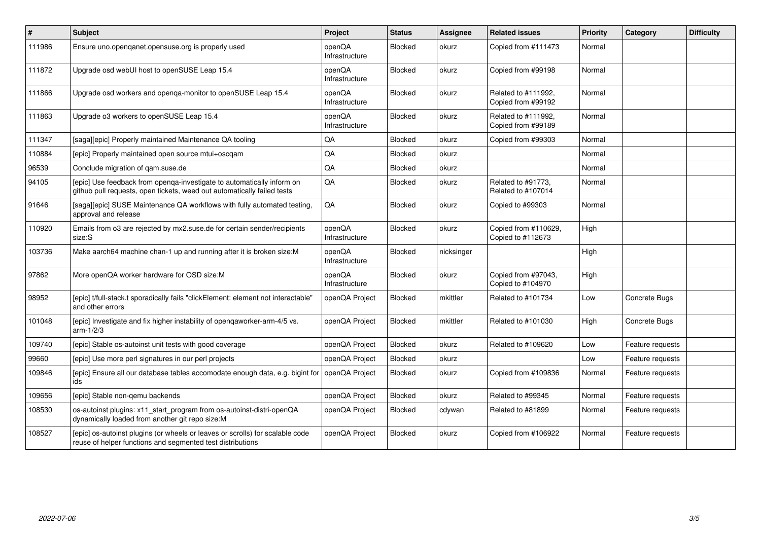| # | Subject | Project | Status | Assignee | Related issues | Priority | Category | Difficulty |
|---|---|---|---|---|---|---|---|---|
| 111986 | Ensure uno.openqanet.opensuse.org is properly used | openQA Infrastructure | Blocked | okurz | Copied from #111473 | Normal | | |
| 111872 | Upgrade osd webUI host to openSUSE Leap 15.4 | openQA Infrastructure | Blocked | okurz | Copied from #99198 | Normal | | |
| 111866 | Upgrade osd workers and openqa-monitor to openSUSE Leap 15.4 | openQA Infrastructure | Blocked | okurz | Related to #111992, Copied from #99192 | Normal | | |
| 111863 | Upgrade o3 workers to openSUSE Leap 15.4 | openQA Infrastructure | Blocked | okurz | Related to #111992, Copied from #99189 | Normal | | |
| 111347 | [saga][epic] Properly maintained Maintenance QA tooling | QA | Blocked | okurz | Copied from #99303 | Normal | | |
| 110884 | [epic] Properly maintained open source mtui+oscqam | QA | Blocked | okurz | | Normal | | |
| 96539 | Conclude migration of qam.suse.de | QA | Blocked | okurz | | Normal | | |
| 94105 | [epic] Use feedback from openqa-investigate to automatically inform on github pull requests, open tickets, weed out automatically failed tests | QA | Blocked | okurz | Related to #91773, Related to #107014 | Normal | | |
| 91646 | [saga][epic] SUSE Maintenance QA workflows with fully automated testing, approval and release | QA | Blocked | okurz | Copied to #99303 | Normal | | |
| 110920 | Emails from o3 are rejected by mx2.suse.de for certain sender/recipients size:S | openQA Infrastructure | Blocked | okurz | Copied from #110629, Copied to #112673 | High | | |
| 103736 | Make aarch64 machine chan-1 up and running after it is broken size:M | openQA Infrastructure | Blocked | nicksinger | | High | | |
| 97862 | More openQA worker hardware for OSD size:M | openQA Infrastructure | Blocked | okurz | Copied from #97043, Copied to #104970 | High | | |
| 98952 | [epic] t/full-stack.t sporadically fails "clickElement: element not interactable" and other errors | openQA Project | Blocked | mkittler | Related to #101734 | Low | Concrete Bugs | |
| 101048 | [epic] Investigate and fix higher instability of openqaworker-arm-4/5 vs. arm-1/2/3 | openQA Project | Blocked | mkittler | Related to #101030 | High | Concrete Bugs | |
| 109740 | [epic] Stable os-autoinst unit tests with good coverage | openQA Project | Blocked | okurz | Related to #109620 | Low | Feature requests | |
| 99660 | [epic] Use more perl signatures in our perl projects | openQA Project | Blocked | okurz | | Low | Feature requests | |
| 109846 | [epic] Ensure all our database tables accomodate enough data, e.g. bigint for ids | openQA Project | Blocked | okurz | Copied from #109836 | Normal | Feature requests | |
| 109656 | [epic] Stable non-qemu backends | openQA Project | Blocked | okurz | Related to #99345 | Normal | Feature requests | |
| 108530 | os-autoinst plugins: x11_start_program from os-autoinst-distri-openQA dynamically loaded from another git repo size:M | openQA Project | Blocked | cdywan | Related to #81899 | Normal | Feature requests | |
| 108527 | [epic] os-autoinst plugins (or wheels or leaves or scrolls) for scalable code reuse of helper functions and segmented test distributions | openQA Project | Blocked | okurz | Copied from #106922 | Normal | Feature requests | |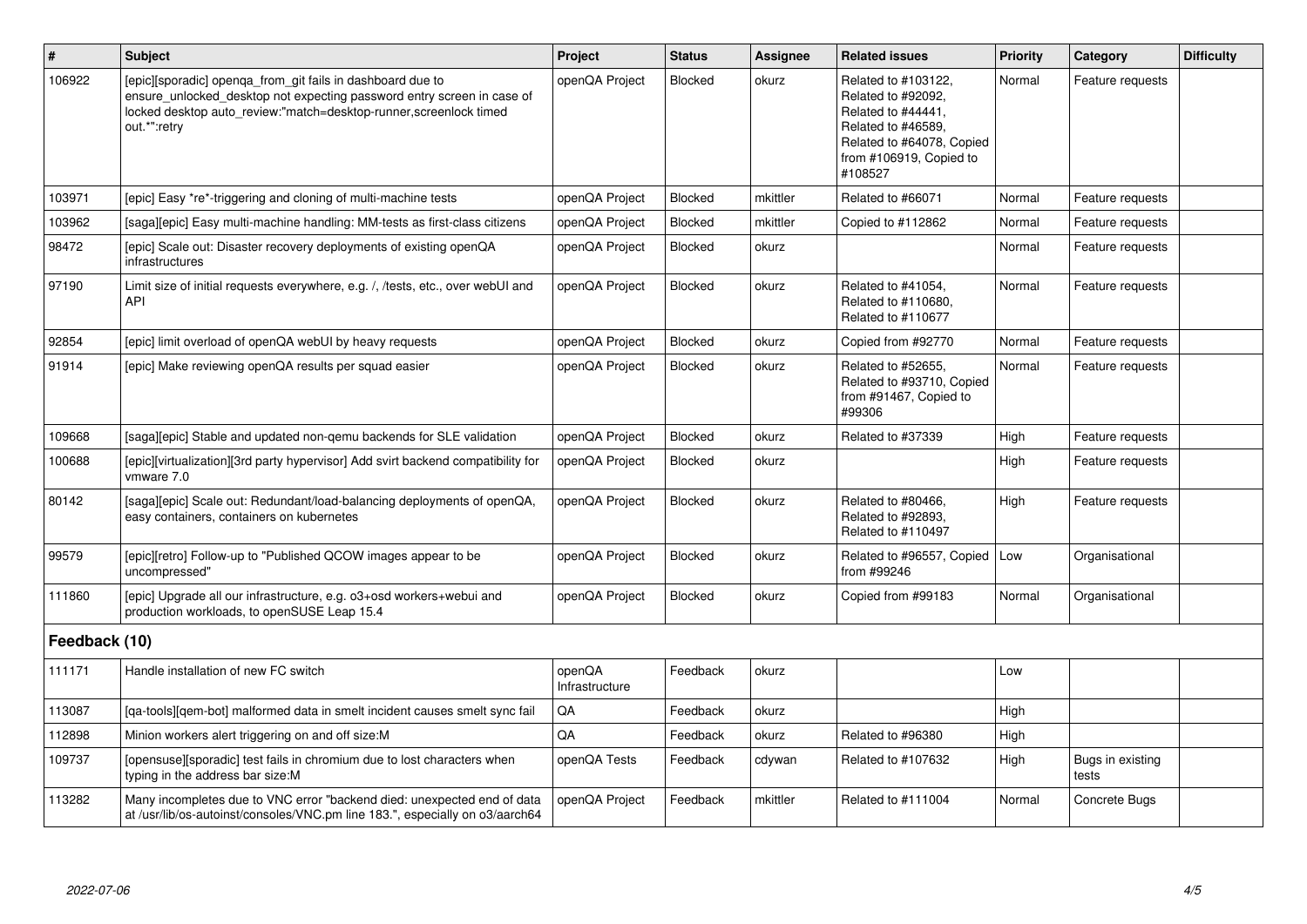| # | Subject | Project | Status | Assignee | Related issues | Priority | Category | Difficulty |
|---|---|---|---|---|---|---|---|---|
| 106922 | [epic][sporadic] openqa_from_git fails in dashboard due to ensure_unlocked_desktop not expecting password entry screen in case of locked desktop auto_review:"match=desktop-runner,screenlock timed out.*":retry | openQA Project | Blocked | okurz | Related to #103122, Related to #92092, Related to #44441, Related to #46589, Related to #64078, Copied from #106919, Copied to #108527 | Normal | Feature requests | |
| 103971 | [epic] Easy *re*-triggering and cloning of multi-machine tests | openQA Project | Blocked | mkittler | Related to #66071 | Normal | Feature requests | |
| 103962 | [saga][epic] Easy multi-machine handling: MM-tests as first-class citizens | openQA Project | Blocked | mkittler | Copied to #112862 | Normal | Feature requests | |
| 98472 | [epic] Scale out: Disaster recovery deployments of existing openQA infrastructures | openQA Project | Blocked | okurz | | Normal | Feature requests | |
| 97190 | Limit size of initial requests everywhere, e.g. /, /tests, etc., over webUI and API | openQA Project | Blocked | okurz | Related to #41054, Related to #110680, Related to #110677 | Normal | Feature requests | |
| 92854 | [epic] limit overload of openQA webUI by heavy requests | openQA Project | Blocked | okurz | Copied from #92770 | Normal | Feature requests | |
| 91914 | [epic] Make reviewing openQA results per squad easier | openQA Project | Blocked | okurz | Related to #52655, Related to #93710, Copied from #91467, Copied to #99306 | Normal | Feature requests | |
| 109668 | [saga][epic] Stable and updated non-qemu backends for SLE validation | openQA Project | Blocked | okurz | Related to #37339 | High | Feature requests | |
| 100688 | [epic][virtualization][3rd party hypervisor] Add svirt backend compatibility for vmware 7.0 | openQA Project | Blocked | okurz | | High | Feature requests | |
| 80142 | [saga][epic] Scale out: Redundant/load-balancing deployments of openQA, easy containers, containers on kubernetes | openQA Project | Blocked | okurz | Related to #80466, Related to #92893, Related to #110497 | High | Feature requests | |
| 99579 | [epic][retro] Follow-up to "Published QCOW images appear to be uncompressed" | openQA Project | Blocked | okurz | Related to #96557, Copied from #99246 | Low | Organisational | |
| 111860 | [epic] Upgrade all our infrastructure, e.g. o3+osd workers+webui and production workloads, to openSUSE Leap 15.4 | openQA Project | Blocked | okurz | Copied from #99183 | Normal | Organisational | |

## Feedback (10)

| # | Subject | Project | Status | Assignee | Related issues | Priority | Category | Difficulty |
|---|---|---|---|---|---|---|---|---|
| 111171 | Handle installation of new FC switch | openQA Infrastructure | Feedback | okurz | | Low | | |
| 113087 | [qa-tools][qem-bot] malformed data in smelt incident causes smelt sync fail | QA | Feedback | okurz | | High | | |
| 112898 | Minion workers alert triggering on and off size:M | QA | Feedback | okurz | Related to #96380 | High | | |
| 109737 | [opensuse][sporadic] test fails in chromium due to lost characters when typing in the address bar size:M | openQA Tests | Feedback | cdywan | Related to #107632 | High | Bugs in existing tests | |
| 113282 | Many incompletes due to VNC error "backend died: unexpected end of data at /usr/lib/os-autoinst/consoles/VNC.pm line 183.", especially on o3/aarch64 | openQA Project | Feedback | mkittler | Related to #111004 | Normal | Concrete Bugs | |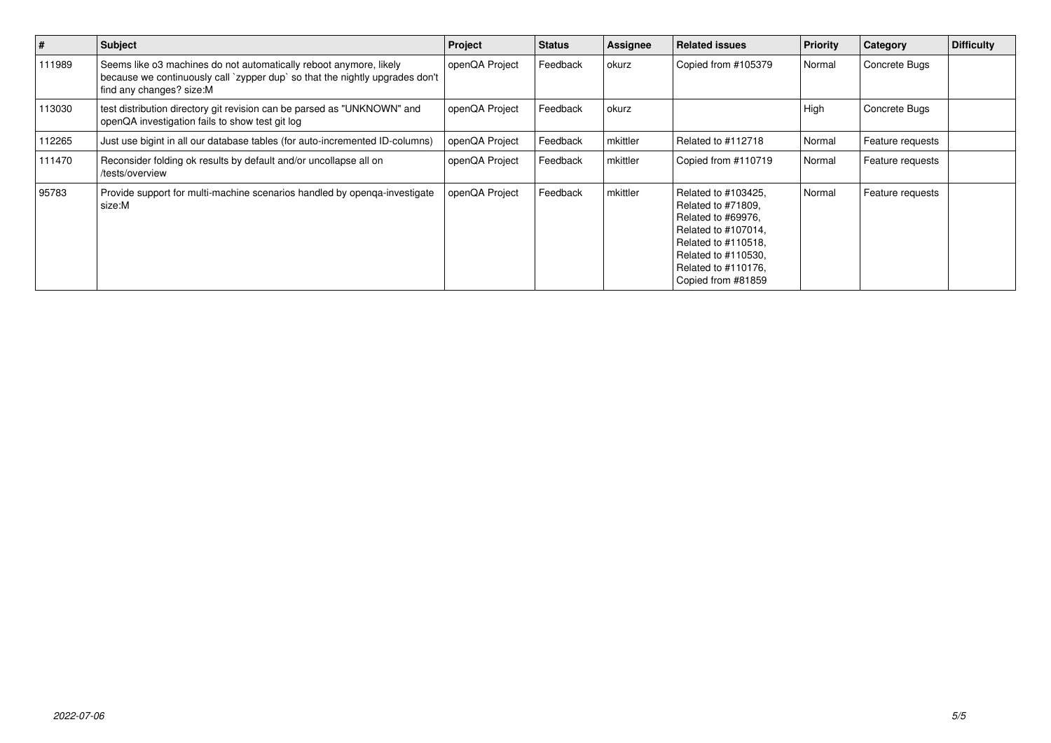| # | Subject | Project | Status | Assignee | Related issues | Priority | Category | Difficulty |
|---|---|---|---|---|---|---|---|---|
| 111989 | Seems like o3 machines do not automatically reboot anymore, likely because we continuously call `zypper dup` so that the nightly upgrades don't find any changes? size:M | openQA Project | Feedback | okurz | Copied from #105379 | Normal | Concrete Bugs | |
| 113030 | test distribution directory git revision can be parsed as "UNKNOWN" and openQA investigation fails to show test git log | openQA Project | Feedback | okurz | | High | Concrete Bugs | |
| 112265 | Just use bigint in all our database tables (for auto-incremented ID-columns) | openQA Project | Feedback | mkittler | Related to #112718 | Normal | Feature requests | |
| 111470 | Reconsider folding ok results by default and/or uncollapse all on /tests/overview | openQA Project | Feedback | mkittler | Copied from #110719 | Normal | Feature requests | |
| 95783 | Provide support for multi-machine scenarios handled by openqa-investigate size:M | openQA Project | Feedback | mkittler | Related to #103425, Related to #71809, Related to #69976, Related to #107014, Related to #110518, Related to #110530, Related to #110176, Copied from #81859 | Normal | Feature requests | |